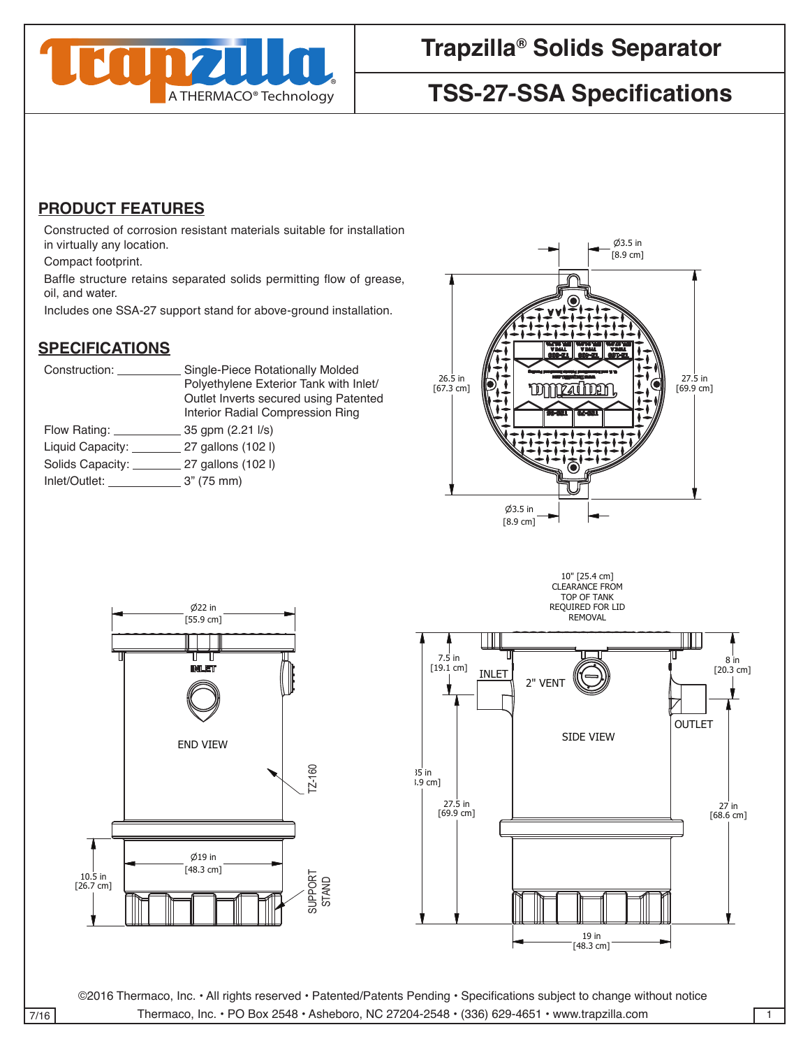# Trapzilla® Solids Separator

A THERMACO® Technology

## TSS-27-SSA Specifications

## PRODUCT FEATURES

Constructed of corrosion resistant materials suitable for installation in virtually any location.

Compact footprint.

Baffle structure retains separated solids permitting flow of grease, oil, and water.

Includes one SSA-27 support stand for above-ground installation.

## SPECIFICATIONS

| | |
|---|---|
| Construction: | Single-Piece Rotationally Molded Polyethylene Exterior Tank with Inlet/Outlet Inverts secured using Patented Interior Radial Compression Ring |
| Flow Rating: | 35 gpm (2.21 l/s) |
| Liquid Capacity: | 27 gallons (102 l) |
| Solids Capacity: | 27 gallons (102 l) |
| Inlet/Outlet: | 3" (75 mm) |

Ø3.5 in [8.9 cm]

26.5 in [67.3 cm]

27.5 in [69.9 cm]

Ø3.5 in [8.9 cm]

10" [25.4 cm] CLEARANCE FROM TOP OF TANK REQUIRED FOR LID REMOVAL

Ø22 in [55.9 cm]

INLET

END VIEW

TZ-160

Ø19 in [48.3 cm]

10.5 in [26.7 cm]

SUPPORT STAND

7.5 in [19.1 cm]

INLET

2" VENT

8 in [20.3 cm]

OUTLET

SIDE VIEW

35 in [88.9 cm]

27.5 in [69.9 cm]

27 in [68.6 cm]

19 in [48.3 cm]

©2016 Thermaco, Inc. • All rights reserved • Patented/Patents Pending • Specifications subject to change without notice

Thermaco, Inc. • PO Box 2548 • Asheboro, NC 27204-2548 • (336) 629-4651 • www.trapzilla.com

7/16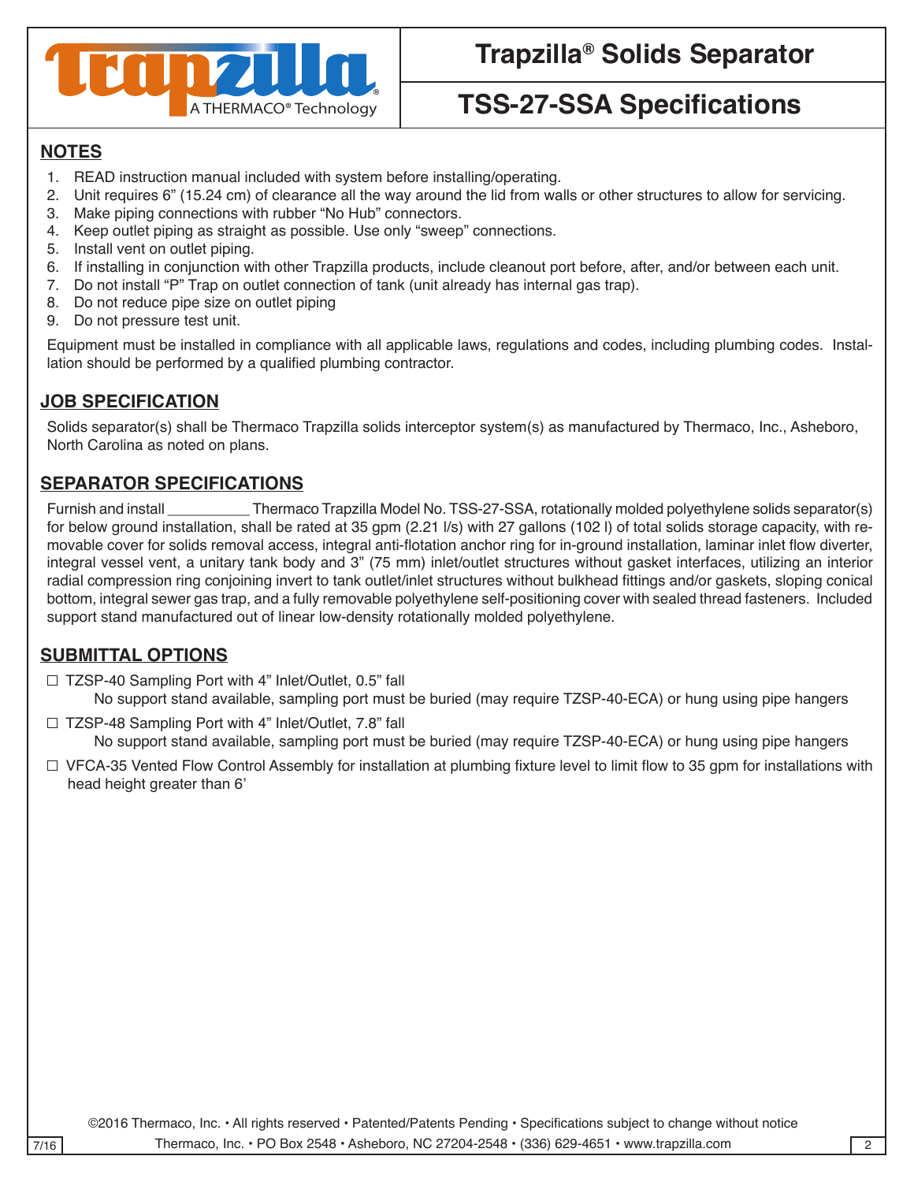# Trapzilla® Solids Separator

## TSS-27-SSA Specifications

## NOTES

1. READ instruction manual included with system before installing/operating.
2. Unit requires 6" (15.24 cm) of clearance all the way around the lid from walls or other structures to allow for servicing.
3. Make piping connections with rubber "No Hub" connectors.
4. Keep outlet piping as straight as possible. Use only "sweep" connections.
5. Install vent on outlet piping.
6. If installing in conjunction with other Trapzilla products, include cleanout port before, after, and/or between each unit.
7. Do not install "P" Trap on outlet connection of tank (unit already has internal gas trap).
8. Do not reduce pipe size on outlet piping
9. Do not pressure test unit.

Equipment must be installed in compliance with all applicable laws, regulations and codes, including plumbing codes. Installation should be performed by a qualified plumbing contractor.

## JOB SPECIFICATION

Solids separator(s) shall be Thermaco Trapzilla solids interceptor system(s) as manufactured by Thermaco, Inc., Asheboro, North Carolina as noted on plans.

## SEPARATOR SPECIFICATIONS

Furnish and install __________ Thermaco Trapzilla Model No. TSS-27-SSA, rotationally molded polyethylene solids separator(s) for below ground installation, shall be rated at 35 gpm (2.21 l/s) with 27 gallons (102 l) of total solids storage capacity, with removable cover for solids removal access, integral anti-flotation anchor ring for in-ground installation, laminar inlet flow diverter, integral vessel vent, a unitary tank body and 3" (75 mm) inlet/outlet structures without gasket interfaces, utilizing an interior radial compression ring conjoining invert to tank outlet/inlet structures without bulkhead fittings and/or gaskets, sloping conical bottom, integral sewer gas trap, and a fully removable polyethylene self-positioning cover with sealed thread fasteners. Included support stand manufactured out of linear low-density rotationally molded polyethylene.

## SUBMITTAL OPTIONS

- ☐ TZSP-40 Sampling Port with 4" Inlet/Outlet, 0.5" fall
  No support stand available, sampling port must be buried (may require TZSP-40-ECA) or hung using pipe hangers
- ☐ TZSP-48 Sampling Port with 4" Inlet/Outlet, 7.8" fall
  No support stand available, sampling port must be buried (may require TZSP-40-ECA) or hung using pipe hangers
- ☐ VFCA-35 Vented Flow Control Assembly for installation at plumbing fixture level to limit flow to 35 gpm for installations with head height greater than 6'

©2016 Thermaco, Inc. • All rights reserved • Patented/Patents Pending • Specifications subject to change without notice

Thermaco, Inc. • PO Box 2548 • Asheboro, NC 27204-2548 • (336) 629-4651 • www.trapzilla.com

7/16